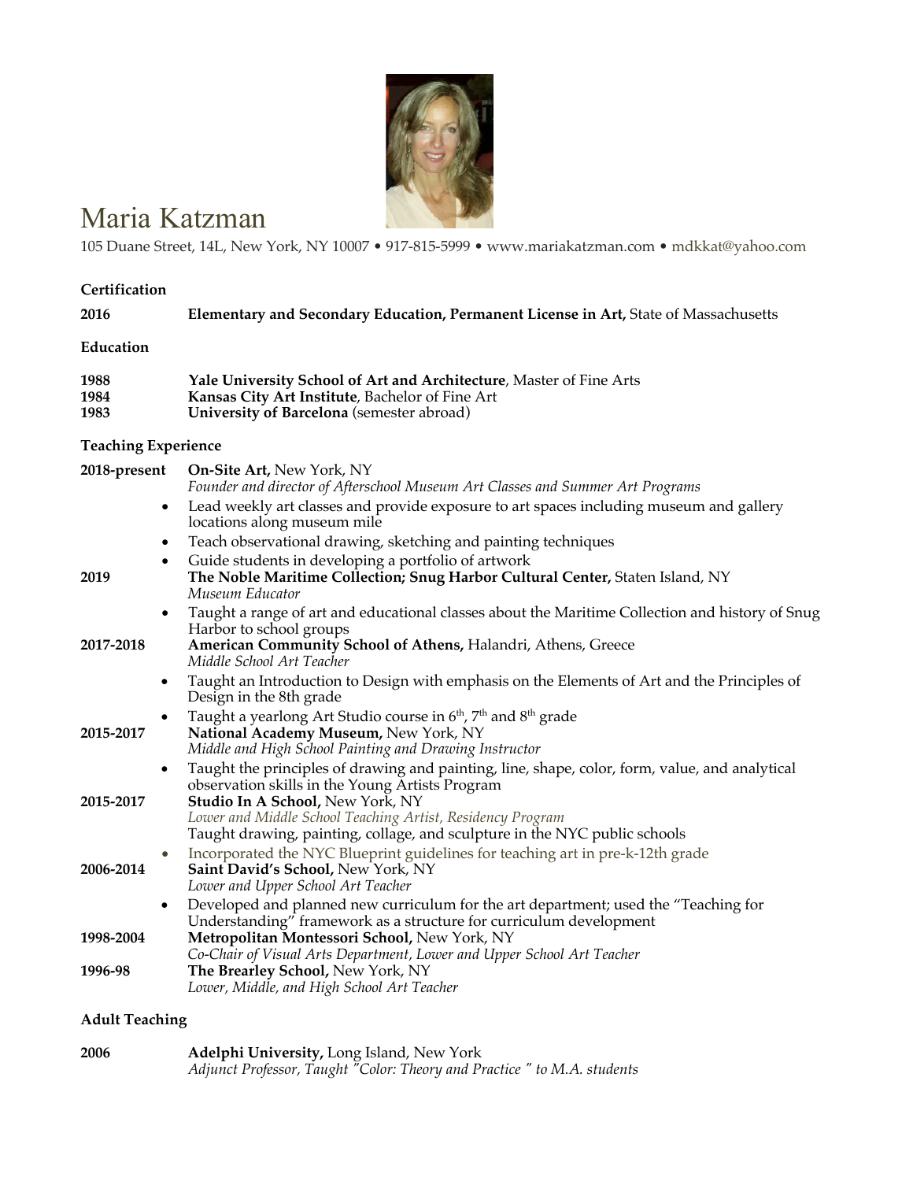# Maria Katzman

105 Duane Street, 14L, New York, NY 10007 • 917-815-5999 • www.mariakatzman.com • mdkkat@yahoo.com

## Certification

**2016** — **Elementary and Secondary Education, Permanent License in Art,** State of Massachusetts

## Education

**1988** — **Yale University School of Art and Architecture**, Master of Fine Arts
**1984** — **Kansas City Art Institute**, Bachelor of Fine Art
**1983** — **University of Barcelona** (semester abroad)

## Teaching Experience

**2018-present** — **On-Site Art,** New York, NY
*Founder and director of Afterschool Museum Art Classes and Summer Art Programs*

- Lead weekly art classes and provide exposure to art spaces including museum and gallery locations along museum mile
- Teach observational drawing, sketching and painting techniques
- Guide students in developing a portfolio of artwork

**2019** — **The Noble Maritime Collection; Snug Harbor Cultural Center,** Staten Island, NY
*Museum Educator*

- Taught a range of art and educational classes about the Maritime Collection and history of Snug Harbor to school groups

**2017-2018** — **American Community School of Athens,** Halandri, Athens, Greece
*Middle School Art Teacher*

- Taught an Introduction to Design with emphasis on the Elements of Art and the Principles of Design in the 8th grade
- Taught a yearlong Art Studio course in 6th, 7th and 8th grade

**2015-2017** — **National Academy Museum,** New York, NY
*Middle and High School Painting and Drawing Instructor*

- Taught the principles of drawing and painting, line, shape, color, form, value, and analytical observation skills in the Young Artists Program

**2015-2017** — **Studio In A School,** New York, NY
*Lower and Middle School Teaching Artist, Residency Program*
Taught drawing, painting, collage, and sculpture in the NYC public schools

- Incorporated the NYC Blueprint guidelines for teaching art in pre-k-12th grade

**2006-2014** — **Saint David's School,** New York, NY
*Lower and Upper School Art Teacher*

- Developed and planned new curriculum for the art department; used the "Teaching for Understanding" framework as a structure for curriculum development

**1998-2004** — **Metropolitan Montessori School,** New York, NY
*Co-Chair of Visual Arts Department, Lower and Upper School Art Teacher*

**1996-98** — **The Brearley School,** New York, NY
*Lower, Middle, and High School Art Teacher*

## Adult Teaching

**2006** — **Adelphi University,** Long Island, New York
*Adjunct Professor, Taught "Color: Theory and Practice" to M.A. students*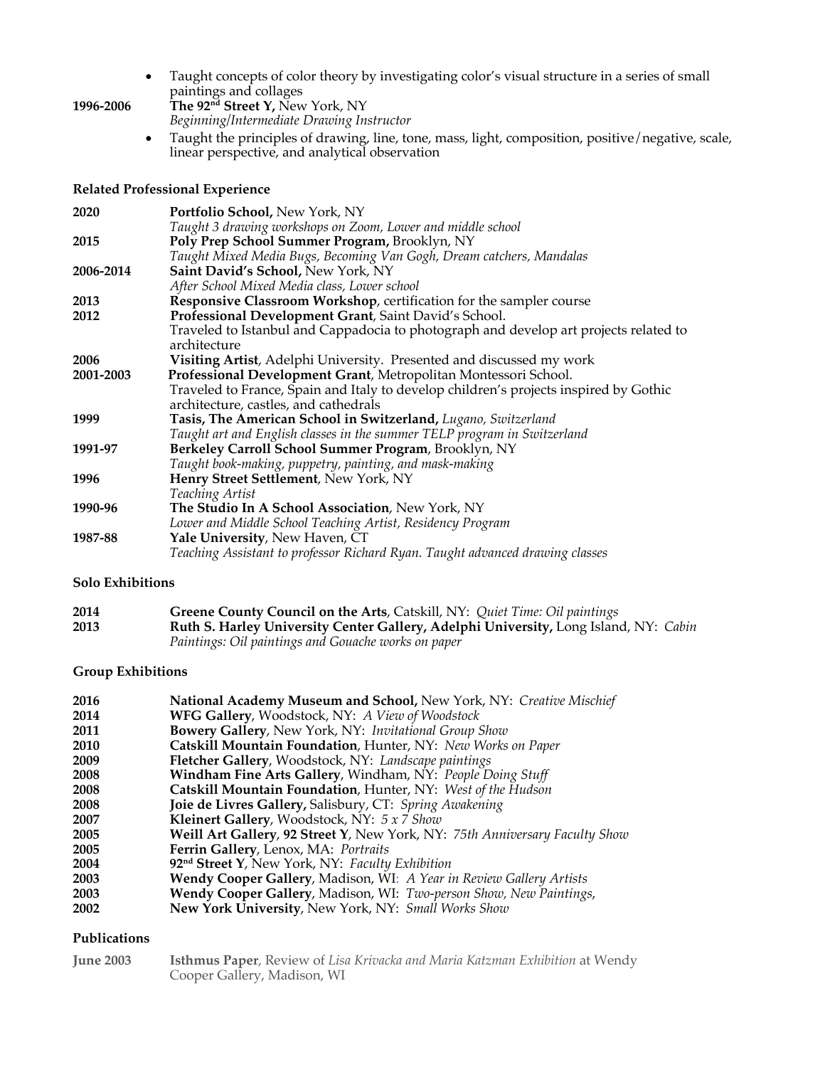- Taught concepts of color theory by investigating color's visual structure in a series of small paintings and collages

**1996-2006** **The 92nd Street Y,** New York, NY
*Beginning/Intermediate Drawing Instructor*

- Taught the principles of drawing, line, tone, mass, light, composition, positive/negative, scale, linear perspective, and analytical observation

### Related Professional Experience

**2020** **Portfolio School,** New York, NY
*Taught 3 drawing workshops on Zoom, Lower and middle school*

**2015** **Poly Prep School Summer Program,** Brooklyn, NY
*Taught Mixed Media Bugs, Becoming Van Gogh, Dream catchers, Mandalas*

**2006-2014** **Saint David's School,** New York, NY
*After School Mixed Media class, Lower school*

**2013** **Responsive Classroom Workshop**, certification for the sampler course

**2012** **Professional Development Grant**, Saint David's School.
Traveled to Istanbul and Cappadocia to photograph and develop art projects related to architecture

**2006** **Visiting Artist**, Adelphi University. Presented and discussed my work

**2001-2003** **Professional Development Grant**, Metropolitan Montessori School.
Traveled to France, Spain and Italy to develop children's projects inspired by Gothic architecture, castles, and cathedrals

**1999** **Tasis, The American School in Switzerland,** *Lugano, Switzerland*
*Taught art and English classes in the summer TELP program in Switzerland*

**1991-97** **Berkeley Carroll School Summer Program**, Brooklyn, NY
*Taught book-making, puppetry, painting, and mask-making*

**1996** **Henry Street Settlement**, New York, NY
*Teaching Artist*

**1990-96** **The Studio In A School Association**, New York, NY
*Lower and Middle School Teaching Artist, Residency Program*

**1987-88** **Yale University**, New Haven, CT
*Teaching Assistant to professor Richard Ryan. Taught advanced drawing classes*

### Solo Exhibitions

**2014** **Greene County Council on the Arts**, Catskill, NY: *Quiet Time: Oil paintings*

**2013** **Ruth S. Harley University Center Gallery, Adelphi University,** Long Island, NY: *Cabin Paintings: Oil paintings and Gouache works on paper*

### Group Exhibitions

**2016** **National Academy Museum and School,** New York, NY: *Creative Mischief*
**2014** **WFG Gallery**, Woodstock, NY: *A View of Woodstock*
**2011** **Bowery Gallery**, New York, NY: *Invitational Group Show*
**2010** **Catskill Mountain Foundation**, Hunter, NY: *New Works on Paper*
**2009** **Fletcher Gallery**, Woodstock, NY: *Landscape paintings*
**2008** **Windham Fine Arts Gallery**, Windham, NY: *People Doing Stuff*
**2008** **Catskill Mountain Foundation**, Hunter, NY: *West of the Hudson*
**2008** **Joie de Livres Gallery,** Salisbury, CT: *Spring Awakening*
**2007** **Kleinert Gallery**, Woodstock, NY: *5 x 7 Show*
**2005** **Weill Art Gallery**, **92 Street Y**, New York, NY: *75th Anniversary Faculty Show*
**2005** **Ferrin Gallery**, Lenox, MA: *Portraits*
**2004** **92nd Street Y**, New York, NY: *Faculty Exhibition*
**2003** **Wendy Cooper Gallery**, Madison, WI: *A Year in Review Gallery Artists*
**2003** **Wendy Cooper Gallery**, Madison, WI: *Two-person Show, New Paintings*,
**2002** **New York University**, New York, NY: *Small Works Show*

### Publications

**June 2003** **Isthmus Paper**, Review of *Lisa Krivacka and Maria Katzman Exhibition* at Wendy Cooper Gallery, Madison, WI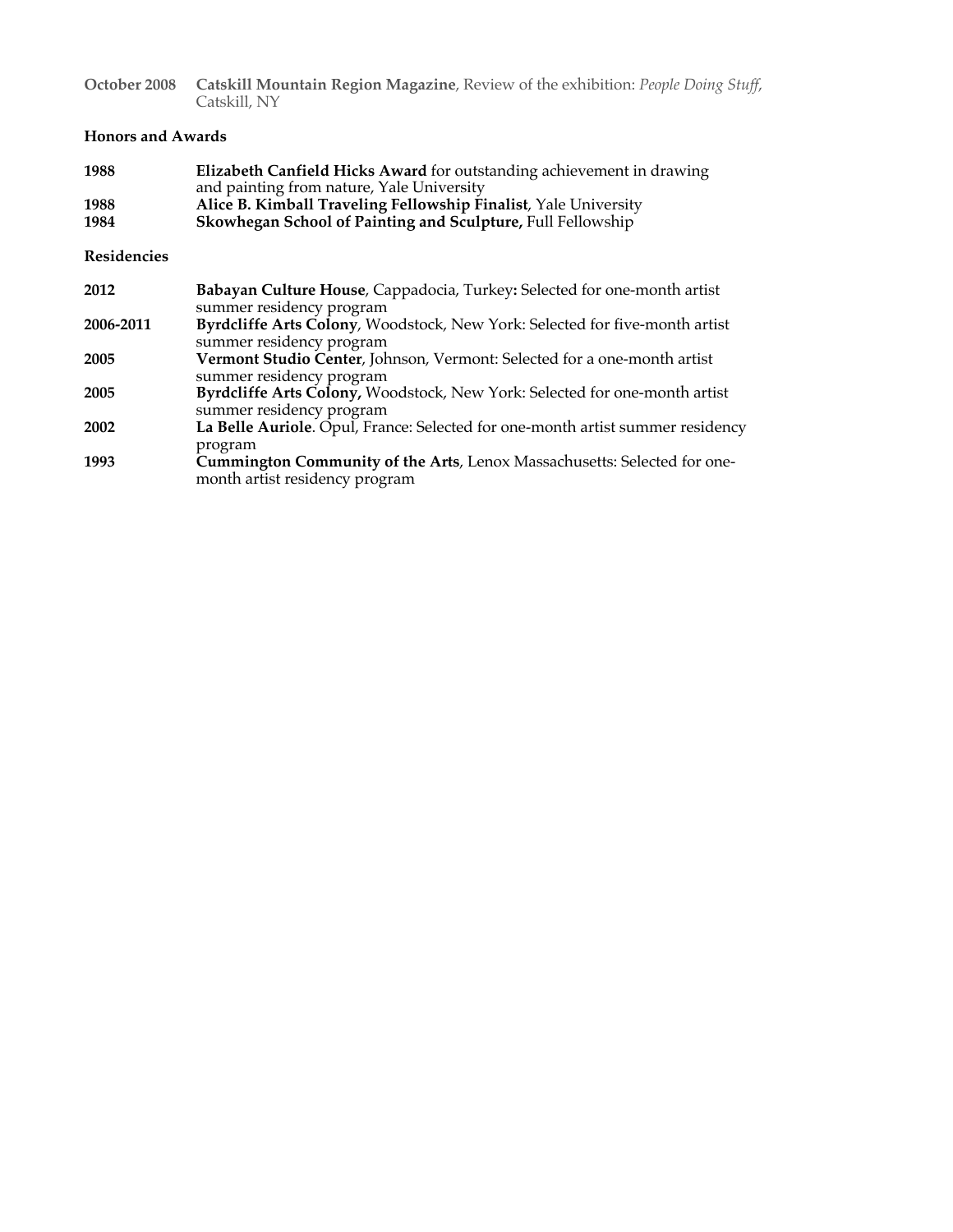**October 2008** **Catskill Mountain Region Magazine**, Review of the exhibition: *People Doing Stuff*, Catskill, NY

**Honors and Awards**

**1988** **Elizabeth Canfield Hicks Award** for outstanding achievement in drawing and painting from nature, Yale University

**1988** **Alice B. Kimball Traveling Fellowship Finalist**, Yale University

**1984** **Skowhegan School of Painting and Sculpture,** Full Fellowship

**Residencies**

**2012** **Babayan Culture House**, Cappadocia, Turkey**:** Selected for one-month artist summer residency program

**2006-2011** **Byrdcliffe Arts Colony**, Woodstock, New York: Selected for five-month artist summer residency program

**2005** **Vermont Studio Center**, Johnson, Vermont: Selected for a one-month artist summer residency program

**2005** **Byrdcliffe Arts Colony,** Woodstock, New York: Selected for one-month artist summer residency program

**2002** **La Belle Auriole**. Opul, France: Selected for one-month artist summer residency program

**1993** **Cummington Community of the Arts**, Lenox Massachusetts: Selected for one-month artist residency program